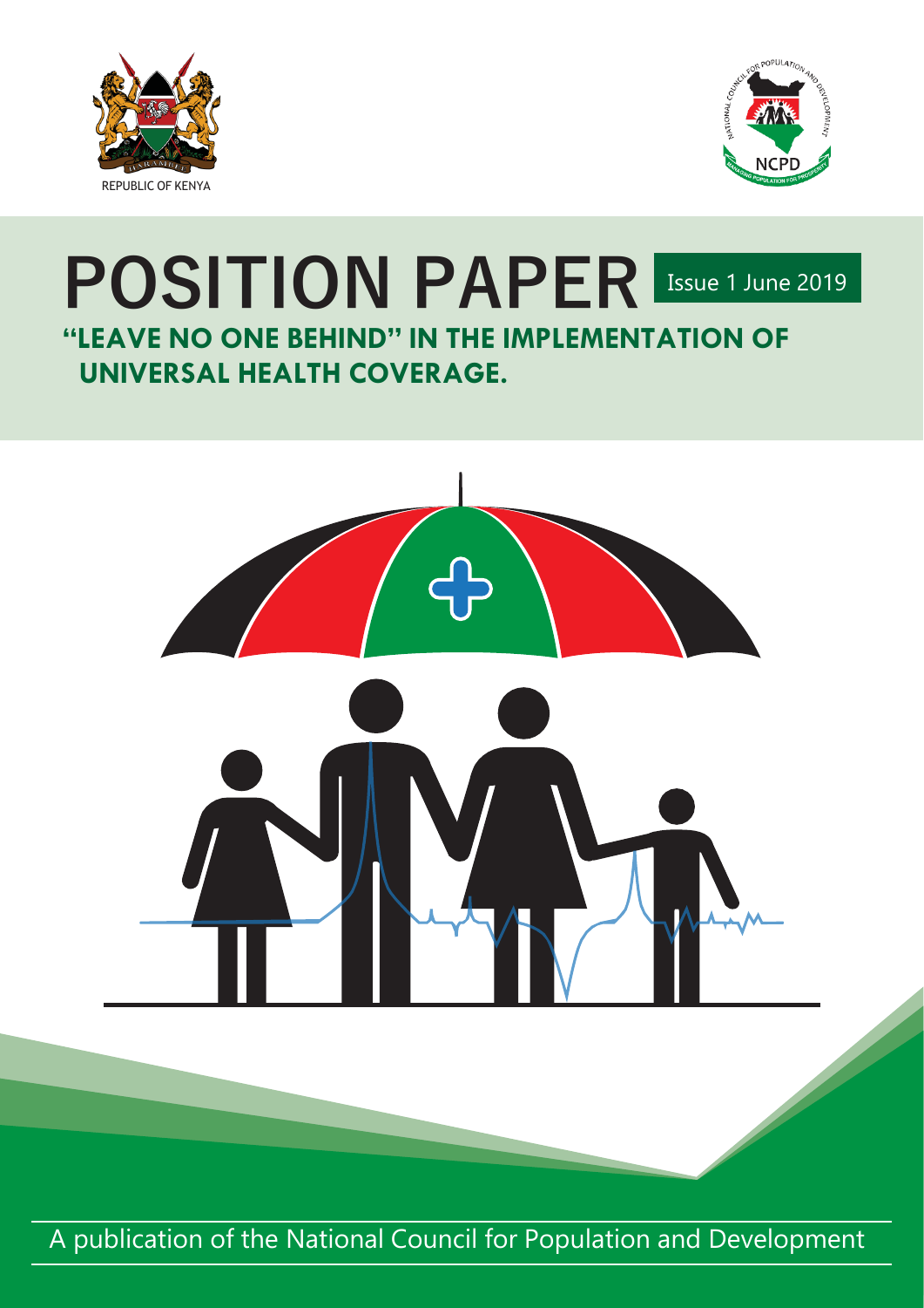REPUBLIC OF KENYA

# POSITION PAPER

Issue 1 June 2019

## "LEAVE NO ONE BEHIND" IN THE IMPLEMENTATION OF UNIVERSAL HEALTH COVERAGE.

A publication of the National Council for Population and Development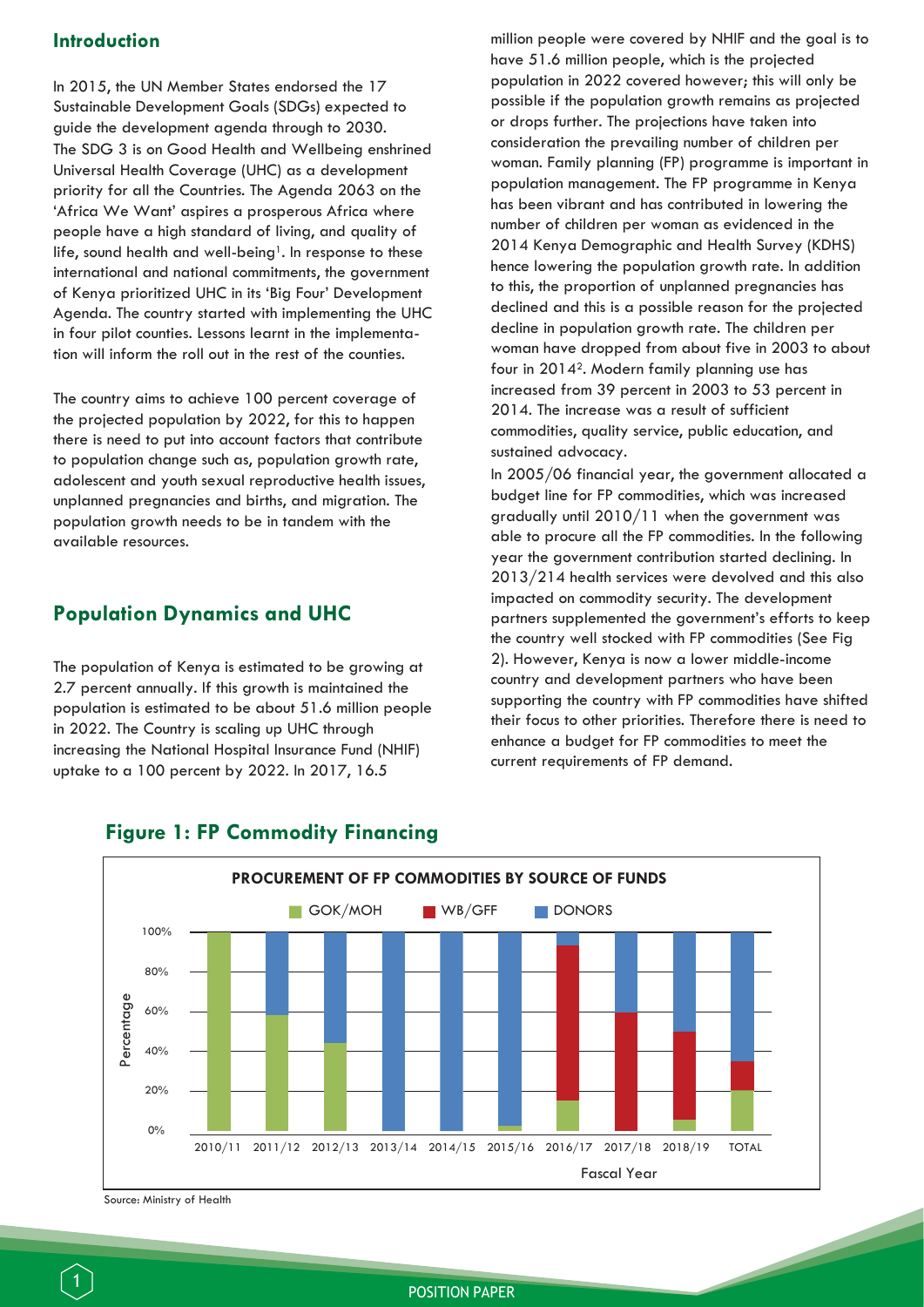## Introduction

In 2015, the UN Member States endorsed the 17 Sustainable Development Goals (SDGs) expected to guide the development agenda through to 2030. The SDG 3 is on Good Health and Wellbeing enshrined Universal Health Coverage (UHC) as a development priority for all the Countries. The Agenda 2063 on the 'Africa We Want' aspires a prosperous Africa where people have a high standard of living, and quality of life, sound health and well-being[1]. In response to these international and national commitments, the government of Kenya prioritized UHC in its 'Big Four' Development Agenda. The country started with implementing the UHC in four pilot counties. Lessons learnt in the implementation will inform the roll out in the rest of the counties.

The country aims to achieve 100 percent coverage of the projected population by 2022, for this to happen there is need to put into account factors that contribute to population change such as, population growth rate, adolescent and youth sexual reproductive health issues, unplanned pregnancies and births, and migration. The population growth needs to be in tandem with the available resources.

## Population Dynamics and UHC

The population of Kenya is estimated to be growing at 2.7 percent annually. If this growth is maintained the population is estimated to be about 51.6 million people in 2022. The Country is scaling up UHC through increasing the National Hospital Insurance Fund (NHIF) uptake to a 100 percent by 2022. In 2017, 16.5 million people were covered by NHIF and the goal is to have 51.6 million people, which is the projected population in 2022 covered however; this will only be possible if the population growth remains as projected or drops further. The projections have taken into consideration the prevailing number of children per woman. Family planning (FP) programme is important in population management. The FP programme in Kenya has been vibrant and has contributed in lowering the number of children per woman as evidenced in the 2014 Kenya Demographic and Health Survey (KDHS) hence lowering the population growth rate. In addition to this, the proportion of unplanned pregnancies has declined and this is a possible reason for the projected decline in population growth rate. The children per woman have dropped from about five in 2003 to about four in 2014[2]. Modern family planning use has increased from 39 percent in 2003 to 53 percent in 2014. The increase was a result of sufficient commodities, quality service, public education, and sustained advocacy.

In 2005/06 financial year, the government allocated a budget line for FP commodities, which was increased gradually until 2010/11 when the government was able to procure all the FP commodities. In the following year the government contribution started declining. In 2013/214 health services were devolved and this also impacted on commodity security. The development partners supplemented the government's efforts to keep the country well stocked with FP commodities (See Fig 2). However, Kenya is now a lower middle-income country and development partners who have been supporting the country with FP commodities have shifted their focus to other priorities. Therefore there is need to enhance a budget for FP commodities to meet the current requirements of FP demand.

### Figure 1: FP Commodity Financing

**PROCUREMENT OF FP COMMODITIES BY SOURCE OF FUNDS**

Legend: GOK/MOH, WB/GFF, DONORS

Y-axis: Percentage (0%–100%); X-axis: Fascal Year (2010/11, 2011/12, 2012/13, 2013/14, 2014/15, 2015/16, 2016/17, 2017/18, 2018/19, TOTAL)

Source: Ministry of Health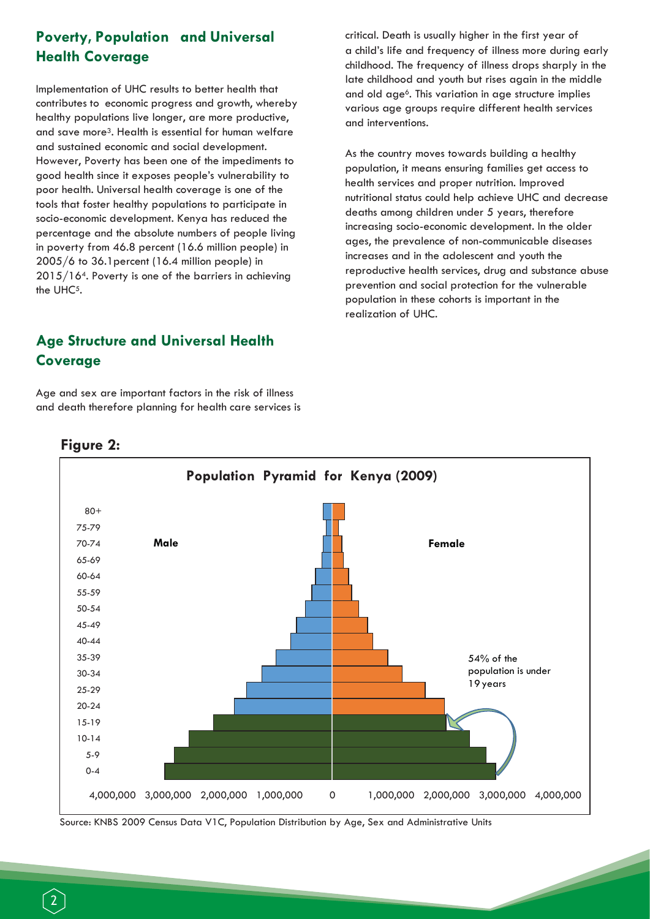## Poverty, Population and Universal Health Coverage

Implementation of UHC results to better health that contributes to economic progress and growth, whereby healthy populations live longer, are more productive, and save more[3]. Health is essential for human welfare and sustained economic and social development. However, Poverty has been one of the impediments to good health since it exposes people's vulnerability to poor health. Universal health coverage is one of the tools that foster healthy populations to participate in socio-economic development. Kenya has reduced the percentage and the absolute numbers of people living in poverty from 46.8 percent (16.6 million people) in 2005/6 to 36.1percent (16.4 million people) in 2015/16[4]. Poverty is one of the barriers in achieving the UHC[5].

## Age Structure and Universal Health Coverage

Age and sex are important factors in the risk of illness and death therefore planning for health care services is critical. Death is usually higher in the first year of a child's life and frequency of illness more during early childhood. The frequency of illness drops sharply in the late childhood and youth but rises again in the middle and old age[6]. This variation in age structure implies various age groups require different health services and interventions.

As the country moves towards building a healthy population, it means ensuring families get access to health services and proper nutrition. Improved nutritional status could help achieve UHC and decrease deaths among children under 5 years, therefore increasing socio-economic development. In the older ages, the prevalence of non-communicable diseases increases and in the adolescent and youth the reproductive health services, drug and substance abuse prevention and social protection for the vulnerable population in these cohorts is important in the realization of UHC.

**Figure 2:**

**Population Pyramid for Kenya (2009)**

Male | Female

Age groups: 80+, 75-79, 70-74, 65-69, 60-64, 55-59, 50-54, 45-49, 40-44, 35-39, 30-34, 25-29, 20-24, 15-19, 10-14, 5-9, 0-4

54% of the population is under 19 years

4,000,000 3,000,000 2,000,000 1,000,000 0 1,000,000 2,000,000 3,000,000 4,000,000

Source: KNBS 2009 Census Data V1C, Population Distribution by Age, Sex and Administrative Units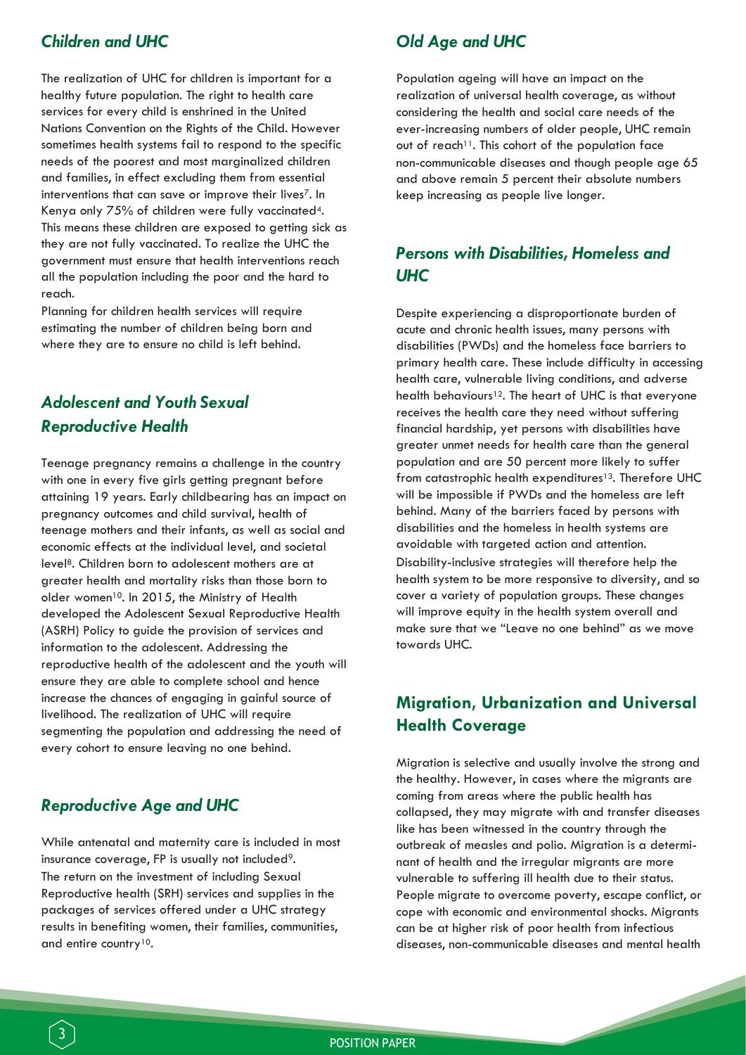## *Children and UHC*

The realization of UHC for children is important for a healthy future population. The right to health care services for every child is enshrined in the United Nations Convention on the Rights of the Child. However sometimes health systems fail to respond to the specific needs of the poorest and most marginalized children and families, in effect excluding them from essential interventions that can save or improve their lives[7]. In Kenya only 75% of children were fully vaccinated[4]. This means these children are exposed to getting sick as they are not fully vaccinated. To realize the UHC the government must ensure that health interventions reach all the population including the poor and the hard to reach.

Planning for children health services will require estimating the number of children being born and where they are to ensure no child is left behind.

## *Adolescent and Youth Sexual Reproductive Health*

Teenage pregnancy remains a challenge in the country with one in every five girls getting pregnant before attaining 19 years. Early childbearing has an impact on pregnancy outcomes and child survival, health of teenage mothers and their infants, as well as social and economic effects at the individual level, and societal level[8]. Children born to adolescent mothers are at greater health and mortality risks than those born to older women[10]. In 2015, the Ministry of Health developed the Adolescent Sexual Reproductive Health (ASRH) Policy to guide the provision of services and information to the adolescent. Addressing the reproductive health of the adolescent and the youth will ensure they are able to complete school and hence increase the chances of engaging in gainful source of livelihood. The realization of UHC will require segmenting the population and addressing the need of every cohort to ensure leaving no one behind.

## *Reproductive Age and UHC*

While antenatal and maternity care is included in most insurance coverage, FP is usually not included[9]. The return on the investment of including Sexual Reproductive health (SRH) services and supplies in the packages of services offered under a UHC strategy results in benefiting women, their families, communities, and entire country[10].

## *Old Age and UHC*

Population ageing will have an impact on the realization of universal health coverage, as without considering the health and social care needs of the ever-increasing numbers of older people, UHC remain out of reach[11]. This cohort of the population face non-communicable diseases and though people age 65 and above remain 5 percent their absolute numbers keep increasing as people live longer.

## *Persons with Disabilities, Homeless and UHC*

Despite experiencing a disproportionate burden of acute and chronic health issues, many persons with disabilities (PWDs) and the homeless face barriers to primary health care. These include difficulty in accessing health care, vulnerable living conditions, and adverse health behaviours[12]. The heart of UHC is that everyone receives the health care they need without suffering financial hardship, yet persons with disabilities have greater unmet needs for health care than the general population and are 50 percent more likely to suffer from catastrophic health expenditures[13]. Therefore UHC will be impossible if PWDs and the homeless are left behind. Many of the barriers faced by persons with disabilities and the homeless in health systems are avoidable with targeted action and attention. Disability-inclusive strategies will therefore help the health system to be more responsive to diversity, and so cover a variety of population groups. These changes will improve equity in the health system overall and make sure that we "Leave no one behind" as we move towards UHC.

## Migration, Urbanization and Universal Health Coverage

Migration is selective and usually involve the strong and the healthy. However, in cases where the migrants are coming from areas where the public health has collapsed, they may migrate with and transfer diseases like has been witnessed in the country through the outbreak of measles and polio. Migration is a determinant of health and the irregular migrants are more vulnerable to suffering ill health due to their status. People migrate to overcome poverty, escape conflict, or cope with economic and environmental shocks. Migrants can be at higher risk of poor health from infectious diseases, non-communicable diseases and mental health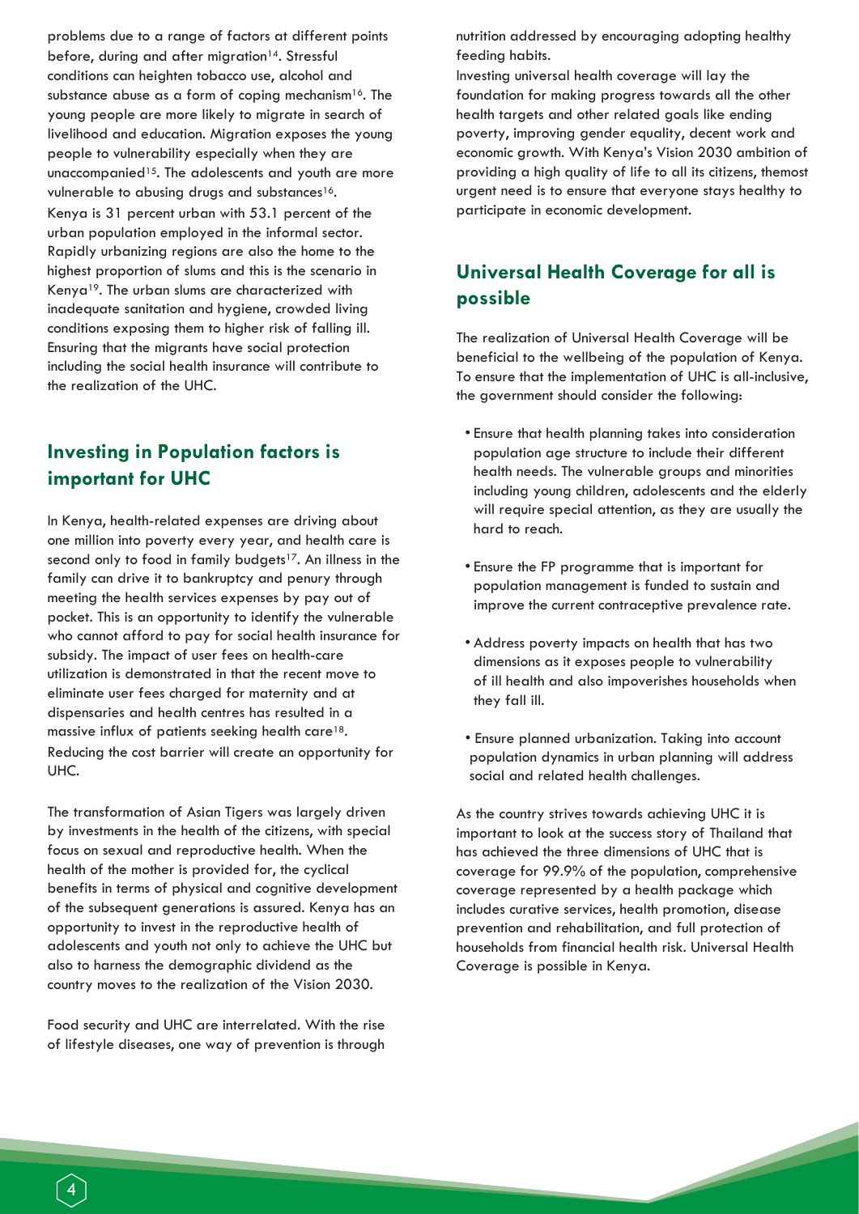problems due to a range of factors at different points before, during and after migration[14]. Stressful conditions can heighten tobacco use, alcohol and substance abuse as a form of coping mechanism[16]. The young people are more likely to migrate in search of livelihood and education. Migration exposes the young people to vulnerability especially when they are unaccompanied[15]. The adolescents and youth are more vulnerable to abusing drugs and substances[16].

Kenya is 31 percent urban with 53.1 percent of the urban population employed in the informal sector. Rapidly urbanizing regions are also the home to the highest proportion of slums and this is the scenario in Kenya[19]. The urban slums are characterized with inadequate sanitation and hygiene, crowded living conditions exposing them to higher risk of falling ill. Ensuring that the migrants have social protection including the social health insurance will contribute to the realization of the UHC.

## Investing in Population factors is important for UHC

In Kenya, health-related expenses are driving about one million into poverty every year, and health care is second only to food in family budgets[17]. An illness in the family can drive it to bankruptcy and penury through meeting the health services expenses by pay out of pocket. This is an opportunity to identify the vulnerable who cannot afford to pay for social health insurance for subsidy. The impact of user fees on health-care utilization is demonstrated in that the recent move to eliminate user fees charged for maternity and at dispensaries and health centres has resulted in a massive influx of patients seeking health care[18]. Reducing the cost barrier will create an opportunity for UHC.

The transformation of Asian Tigers was largely driven by investments in the health of the citizens, with special focus on sexual and reproductive health. When the health of the mother is provided for, the cyclical benefits in terms of physical and cognitive development of the subsequent generations is assured. Kenya has an opportunity to invest in the reproductive health of adolescents and youth not only to achieve the UHC but also to harness the demographic dividend as the country moves to the realization of the Vision 2030.

Food security and UHC are interrelated. With the rise of lifestyle diseases, one way of prevention is through nutrition addressed by encouraging adopting healthy feeding habits.

Investing universal health coverage will lay the foundation for making progress towards all the other health targets and other related goals like ending poverty, improving gender equality, decent work and economic growth. With Kenya's Vision 2030 ambition of providing a high quality of life to all its citizens, themost urgent need is to ensure that everyone stays healthy to participate in economic development.

## Universal Health Coverage for all is possible

The realization of Universal Health Coverage will be beneficial to the wellbeing of the population of Kenya. To ensure that the implementation of UHC is all-inclusive, the government should consider the following:

- Ensure that health planning takes into consideration population age structure to include their different health needs. The vulnerable groups and minorities including young children, adolescents and the elderly will require special attention, as they are usually the hard to reach.
- Ensure the FP programme that is important for population management is funded to sustain and improve the current contraceptive prevalence rate.
- Address poverty impacts on health that has two dimensions as it exposes people to vulnerability of ill health and also impoverishes households when they fall ill.
- Ensure planned urbanization. Taking into account population dynamics in urban planning will address social and related health challenges.

As the country strives towards achieving UHC it is important to look at the success story of Thailand that has achieved the three dimensions of UHC that is coverage for 99.9% of the population, comprehensive coverage represented by a health package which includes curative services, health promotion, disease prevention and rehabilitation, and full protection of households from financial health risk. Universal Health Coverage is possible in Kenya.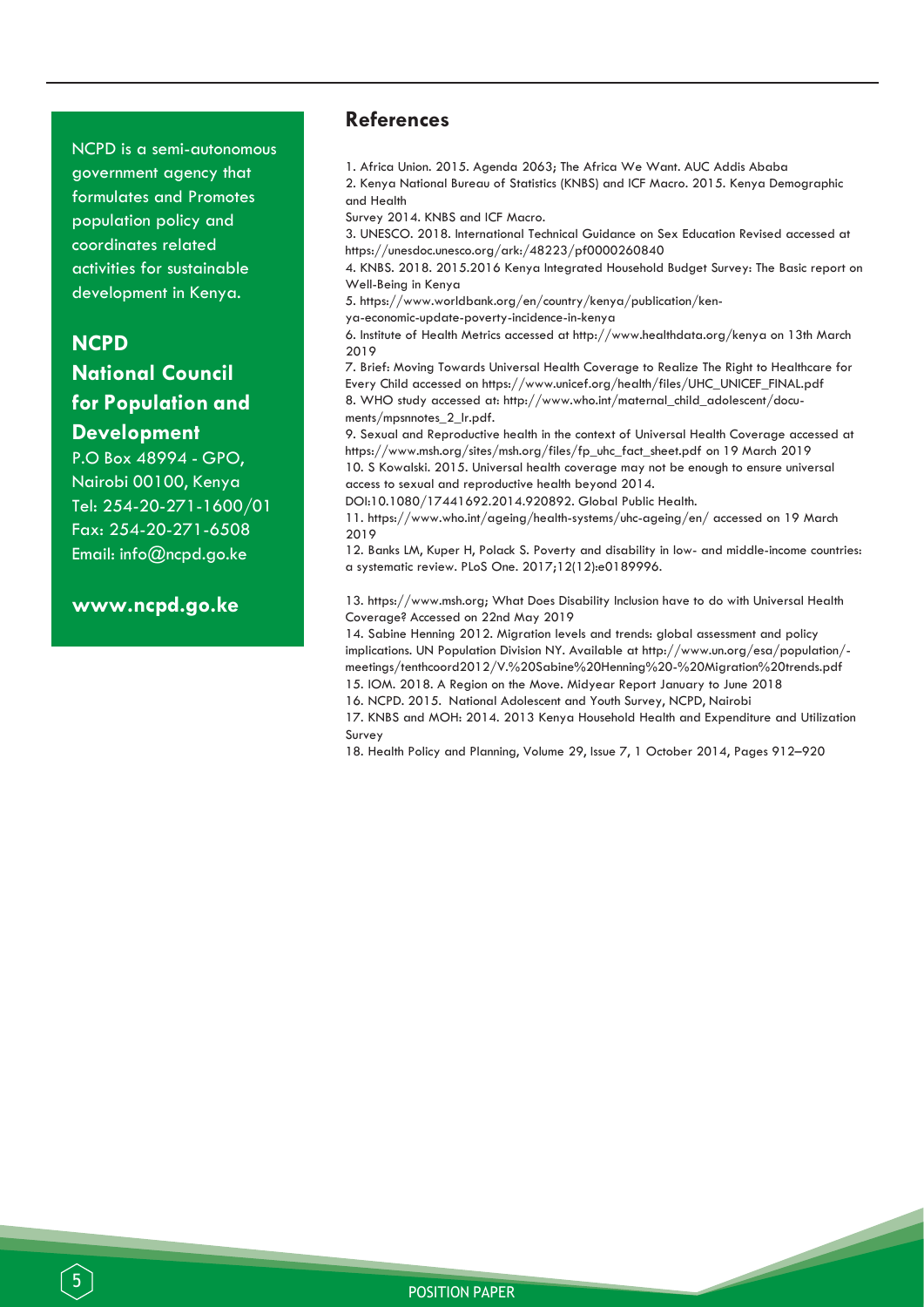NCPD is a semi-autonomous government agency that formulates and Promotes population policy and coordinates related activities for sustainable development in Kenya.

**NCPD**

**National Council for Population and Development**

P.O Box 48994 - GPO,
Nairobi 00100, Kenya
Tel: 254-20-271-1600/01
Fax: 254-20-271-6508
Email: info@ncpd.go.ke

**www.ncpd.go.ke**

## References

1. Africa Union. 2015. Agenda 2063; The Africa We Want. AUC Addis Ababa
2. Kenya National Bureau of Statistics (KNBS) and ICF Macro. 2015. Kenya Demographic and Health Survey 2014. KNBS and ICF Macro.
3. UNESCO. 2018. International Technical Guidance on Sex Education Revised accessed at https://unesdoc.unesco.org/ark:/48223/pf0000260840
4. KNBS. 2018. 2015.2016 Kenya Integrated Household Budget Survey: The Basic report on Well-Being in Kenya
5. https://www.worldbank.org/en/country/kenya/publication/kenya-economic-update-poverty-incidence-in-kenya
6. Institute of Health Metrics accessed at http://www.healthdata.org/kenya on 13th March 2019
7. Brief: Moving Towards Universal Health Coverage to Realize The Right to Healthcare for Every Child accessed on https://www.unicef.org/health/files/UHC_UNICEF_FINAL.pdf
8. WHO study accessed at: http://www.who.int/maternal_child_adolescent/documents/mpsnnotes_2_lr.pdf.
9. Sexual and Reproductive health in the context of Universal Health Coverage accessed at https://www.msh.org/sites/msh.org/files/fp_uhc_fact_sheet.pdf on 19 March 2019
10. S Kowalski. 2015. Universal health coverage may not be enough to ensure universal access to sexual and reproductive health beyond 2014. DOI:10.1080/17441692.2014.920892. Global Public Health.
11. https://www.who.int/ageing/health-systems/uhc-ageing/en/ accessed on 19 March 2019
12. Banks LM, Kuper H, Polack S. Poverty and disability in low- and middle-income countries: a systematic review. PLoS One. 2017;12(12):e0189996.
13. https://www.msh.org; What Does Disability Inclusion have to do with Universal Health Coverage? Accessed on 22nd May 2019
14. Sabine Henning 2012. Migration levels and trends: global assessment and policy implications. UN Population Division NY. Available at http://www.un.org/esa/population/meetings/tenthcoord2012/V.%20Sabine%20Henning%20-%20Migration%20trends.pdf
15. IOM. 2018. A Region on the Move. Midyear Report January to June 2018
16. NCPD. 2015. National Adolescent and Youth Survey, NCPD, Nairobi
17. KNBS and MOH: 2014. 2013 Kenya Household Health and Expenditure and Utilization Survey
18. Health Policy and Planning, Volume 29, Issue 7, 1 October 2014, Pages 912–920